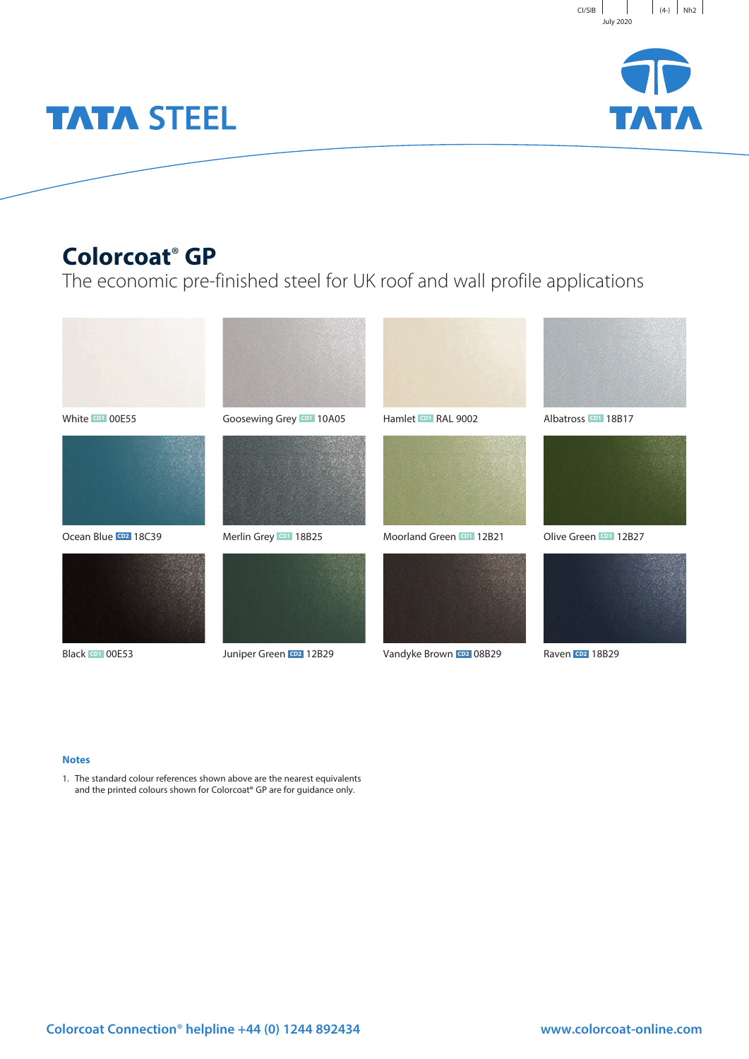CI/SfB | | | (4-) | Nh2

July 2020

TATA STEEL

TATA

# Colorcoat® GP

The economic pre-finished steel for UK roof and wall profile applications

White CD1 00E55

Goosewing Grey CD1 10A05

Hamlet CD1 RAL 9002

Albatross CD1 18B17

Ocean Blue CD2 18C39

Merlin Grey CD1 18B25

Moorland Green CD1 12B21

Olive Green CD1 12B27

Black CD1 00E53

Juniper Green CD2 12B29

Vandyke Brown CD2 08B29

Raven CD2 18B29

### Notes

1. The standard colour references shown above are the nearest equivalents and the printed colours shown for Colorcoat® GP are for guidance only.

Colorcoat Connection® helpline +44 (0) 1244 892434

www.colorcoat-online.com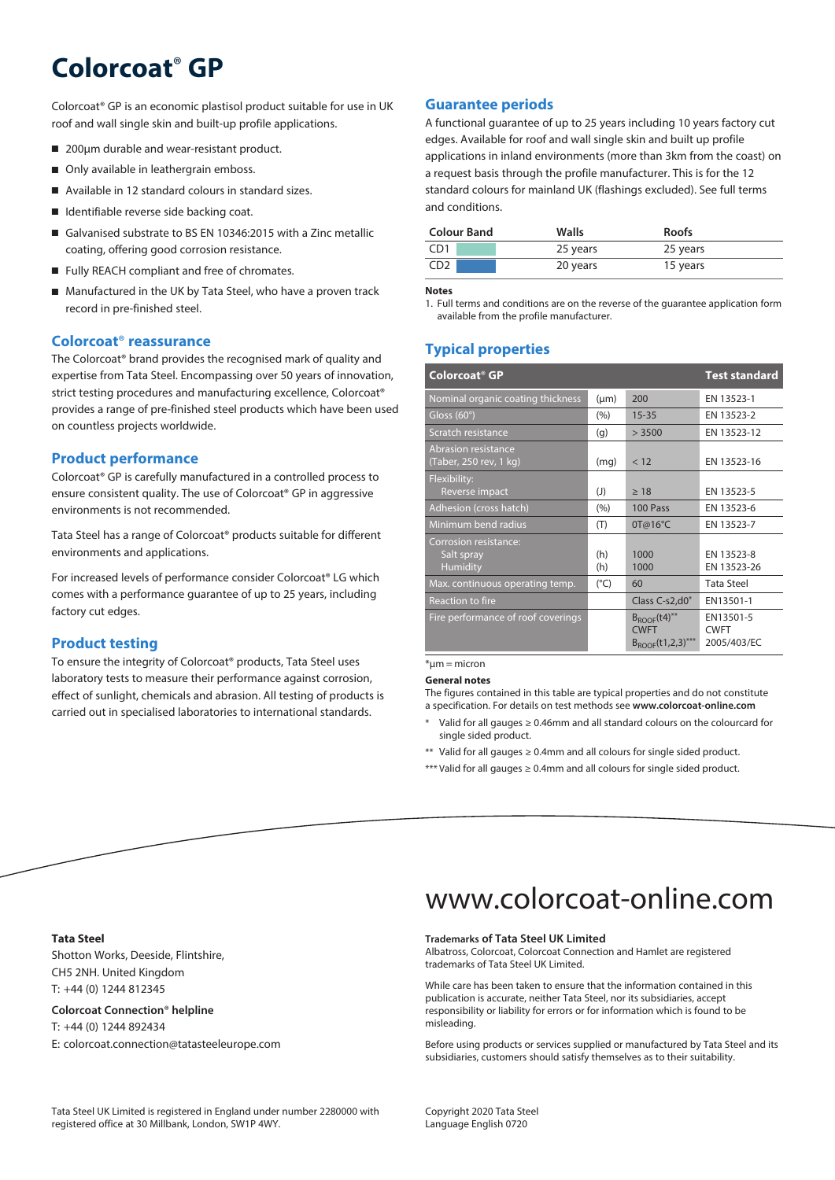# Colorcoat® GP

Colorcoat® GP is an economic plastisol product suitable for use in UK roof and wall single skin and built-up profile applications.

- 200µm durable and wear-resistant product.
- Only available in leathergrain emboss.
- Available in 12 standard colours in standard sizes.
- Identifiable reverse side backing coat.
- Galvanised substrate to BS EN 10346:2015 with a Zinc metallic coating, offering good corrosion resistance.
- Fully REACH compliant and free of chromates.
- Manufactured in the UK by Tata Steel, who have a proven track record in pre-finished steel.

## Colorcoat® reassurance

The Colorcoat® brand provides the recognised mark of quality and expertise from Tata Steel. Encompassing over 50 years of innovation, strict testing procedures and manufacturing excellence, Colorcoat® provides a range of pre-finished steel products which have been used on countless projects worldwide.

## Product performance

Colorcoat® GP is carefully manufactured in a controlled process to ensure consistent quality. The use of Colorcoat® GP in aggressive environments is not recommended.

Tata Steel has a range of Colorcoat® products suitable for different environments and applications.

For increased levels of performance consider Colorcoat® LG which comes with a performance guarantee of up to 25 years, including factory cut edges.

## Product testing

To ensure the integrity of Colorcoat® products, Tata Steel uses laboratory tests to measure their performance against corrosion, effect of sunlight, chemicals and abrasion. All testing of products is carried out in specialised laboratories to international standards.

## Guarantee periods

A functional guarantee of up to 25 years including 10 years factory cut edges. Available for roof and wall single skin and built up profile applications in inland environments (more than 3km from the coast) on a request basis through the profile manufacturer. This is for the 12 standard colours for mainland UK (flashings excluded). See full terms and conditions.

| Colour Band | Walls | Roofs |
| --- | --- | --- |
| CD1 | 25 years | 25 years |
| CD2 | 20 years | 15 years |

**Notes**

1. Full terms and conditions are on the reverse of the guarantee application form available from the profile manufacturer.

## Typical properties

| Colorcoat® GP | | | Test standard |
| --- | --- | --- | --- |
| Nominal organic coating thickness | (µm) | 200 | EN 13523-1 |
| Gloss (60°) | (%) | 15-35 | EN 13523-2 |
| Scratch resistance | (g) | > 3500 | EN 13523-12 |
| Abrasion resistance (Taber, 250 rev, 1 kg) | (mg) | < 12 | EN 13523-16 |
| Flexibility: Reverse impact | (J) | ≥ 18 | EN 13523-5 |
| Adhesion (cross hatch) | (%) | 100 Pass | EN 13523-6 |
| Minimum bend radius | (T) | 0T@16°C | EN 13523-7 |
| Corrosion resistance: Salt spray | (h) | 1000 | EN 13523-8 |
| Corrosion resistance: Humidity | (h) | 1000 | EN 13523-26 |
| Max. continuous operating temp. | (°C) | 60 | Tata Steel |
| Reaction to fire | | Class C-s2,d0* | EN13501-1 |
| Fire performance of roof coverings | | $B_{ROOF}(t4)$** CWFT $B_{ROOF}(t1,2,3)$*** | EN13501-5 CWFT 2005/403/EC |

*µm = micron

**General notes**

The figures contained in this table are typical properties and do not constitute a specification. For details on test methods see **www.colorcoat-online.com**

\* Valid for all gauges ≥ 0.46mm and all standard colours on the colourcard for single sided product.

** Valid for all gauges ≥ 0.4mm and all colours for single sided product.

*** Valid for all gauges ≥ 0.4mm and all colours for single sided product.

www.colorcoat-online.com

**Tata Steel**
Shotton Works, Deeside, Flintshire,
CH5 2NH. United Kingdom
T: +44 (0) 1244 812345

**Colorcoat Connection® helpline**
T: +44 (0) 1244 892434
E: colorcoat.connection@tatasteeleurope.com

**Trademarks of Tata Steel UK Limited**
Albatross, Colorcoat, Colorcoat Connection and Hamlet are registered trademarks of Tata Steel UK Limited.

While care has been taken to ensure that the information contained in this publication is accurate, neither Tata Steel, nor its subsidiaries, accept responsibility or liability for errors or for information which is found to be misleading.

Before using products or services supplied or manufactured by Tata Steel and its subsidiaries, customers should satisfy themselves as to their suitability.

Tata Steel UK Limited is registered in England under number 2280000 with registered office at 30 Millbank, London, SW1P 4WY.

Copyright 2020 Tata Steel
Language English 0720